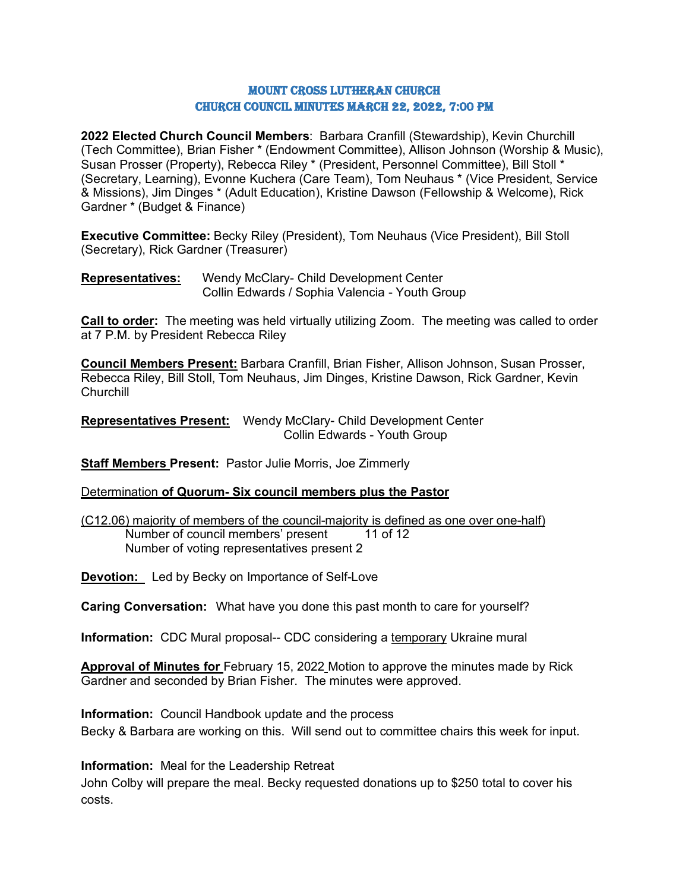# MOUNT CROSS LUTHERAN CHURCH
# CHURCH COUNCIL MINUTES MARCH 22, 2022, 7:00 PM

**2022 Elected Church Council Members**: Barbara Cranfill (Stewardship), Kevin Churchill (Tech Committee), Brian Fisher * (Endowment Committee), Allison Johnson (Worship & Music), Susan Prosser (Property), Rebecca Riley * (President, Personnel Committee), Bill Stoll * (Secretary, Learning), Evonne Kuchera (Care Team), Tom Neuhaus * (Vice President, Service & Missions), Jim Dinges * (Adult Education), Kristine Dawson (Fellowship & Welcome), Rick Gardner * (Budget & Finance)

**Executive Committee:** Becky Riley (President), Tom Neuhaus (Vice President), Bill Stoll (Secretary), Rick Gardner (Treasurer)

**Representatives:** Wendy McClary- Child Development Center
Collin Edwards / Sophia Valencia - Youth Group

**Call to order:** The meeting was held virtually utilizing Zoom. The meeting was called to order at 7 P.M. by President Rebecca Riley

**Council Members Present:** Barbara Cranfill, Brian Fisher, Allison Johnson, Susan Prosser, Rebecca Riley, Bill Stoll, Tom Neuhaus, Jim Dinges, Kristine Dawson, Rick Gardner, Kevin Churchill

**Representatives Present:** Wendy McClary- Child Development Center
Collin Edwards - Youth Group

**Staff Members Present:** Pastor Julie Morris, Joe Zimmerly

Determination **of Quorum- Six council members plus the Pastor**

(C12.06) majority of members of the council-majority is defined as one over one-half)
Number of council members' present 11 of 12
Number of voting representatives present 2

**Devotion:** Led by Becky on Importance of Self-Love

**Caring Conversation:** What have you done this past month to care for yourself?

**Information:** CDC Mural proposal-- CDC considering a temporary Ukraine mural

**Approval of Minutes for** February 15, 2022 Motion to approve the minutes made by Rick Gardner and seconded by Brian Fisher. The minutes were approved.

**Information:** Council Handbook update and the process
Becky & Barbara are working on this. Will send out to committee chairs this week for input.

**Information:** Meal for the Leadership Retreat
John Colby will prepare the meal. Becky requested donations up to $250 total to cover his costs.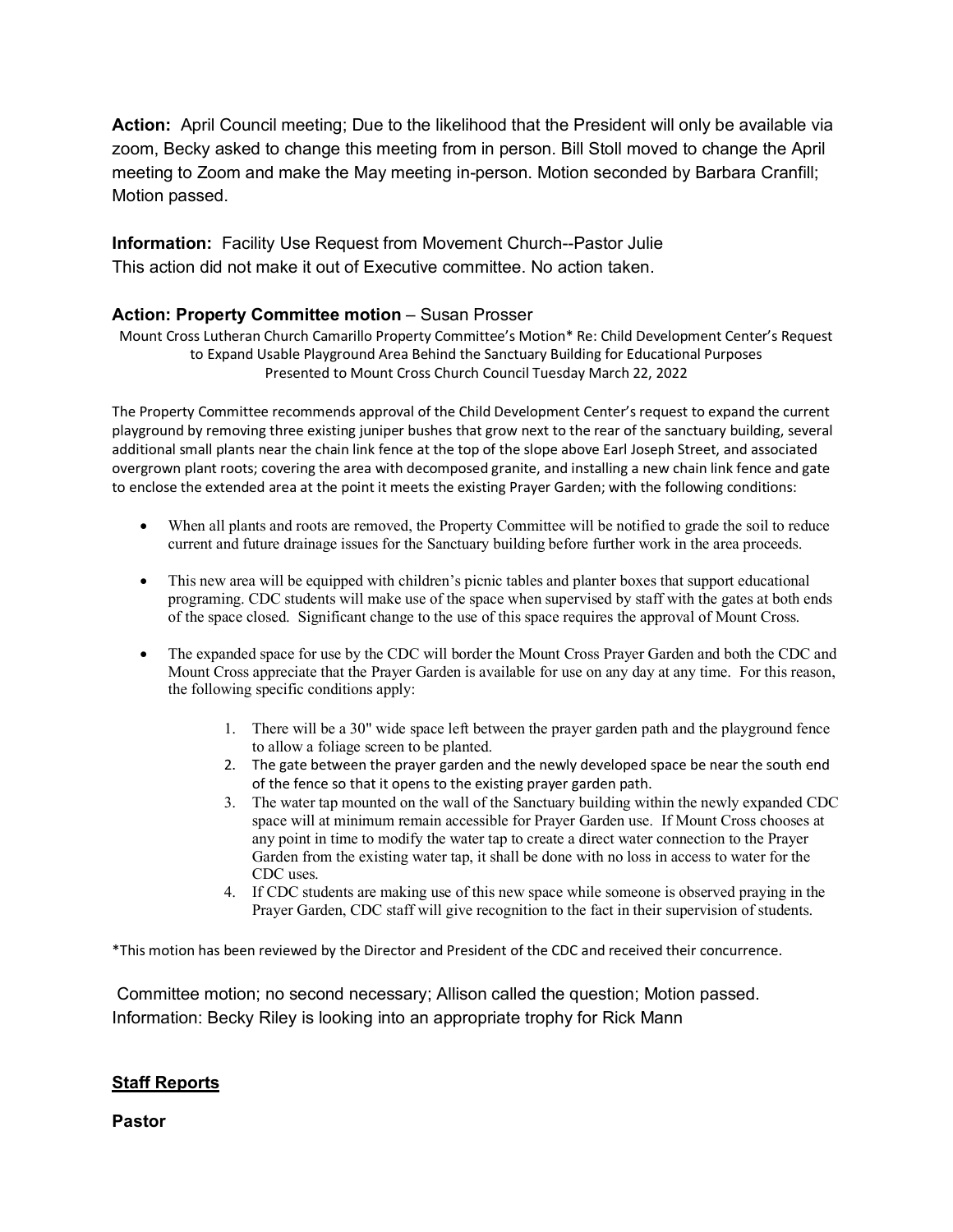**Action:** April Council meeting; Due to the likelihood that the President will only be available via zoom, Becky asked to change this meeting from in person. Bill Stoll moved to change the April meeting to Zoom and make the May meeting in-person. Motion seconded by Barbara Cranfill; Motion passed.

**Information:** Facility Use Request from Movement Church--Pastor Julie
This action did not make it out of Executive committee. No action taken.

**Action: Property Committee motion** – Susan Prosser

Mount Cross Lutheran Church Camarillo Property Committee's Motion* Re: Child Development Center's Request to Expand Usable Playground Area Behind the Sanctuary Building for Educational Purposes
Presented to Mount Cross Church Council Tuesday March 22, 2022

The Property Committee recommends approval of the Child Development Center's request to expand the current playground by removing three existing juniper bushes that grow next to the rear of the sanctuary building, several additional small plants near the chain link fence at the top of the slope above Earl Joseph Street, and associated overgrown plant roots; covering the area with decomposed granite, and installing a new chain link fence and gate to enclose the extended area at the point it meets the existing Prayer Garden; with the following conditions:

- When all plants and roots are removed, the Property Committee will be notified to grade the soil to reduce current and future drainage issues for the Sanctuary building before further work in the area proceeds.
- This new area will be equipped with children's picnic tables and planter boxes that support educational programing. CDC students will make use of the space when supervised by staff with the gates at both ends of the space closed. Significant change to the use of this space requires the approval of Mount Cross.
- The expanded space for use by the CDC will border the Mount Cross Prayer Garden and both the CDC and Mount Cross appreciate that the Prayer Garden is available for use on any day at any time. For this reason, the following specific conditions apply:
    1. There will be a 30" wide space left between the prayer garden path and the playground fence to allow a foliage screen to be planted.
    2. The gate between the prayer garden and the newly developed space be near the south end of the fence so that it opens to the existing prayer garden path.
    3. The water tap mounted on the wall of the Sanctuary building within the newly expanded CDC space will at minimum remain accessible for Prayer Garden use. If Mount Cross chooses at any point in time to modify the water tap to create a direct water connection to the Prayer Garden from the existing water tap, it shall be done with no loss in access to water for the CDC uses.
    4. If CDC students are making use of this new space while someone is observed praying in the Prayer Garden, CDC staff will give recognition to the fact in their supervision of students.

*This motion has been reviewed by the Director and President of the CDC and received their concurrence.

Committee motion; no second necessary; Allison called the question; Motion passed.
Information: Becky Riley is looking into an appropriate trophy for Rick Mann

## Staff Reports

**Pastor**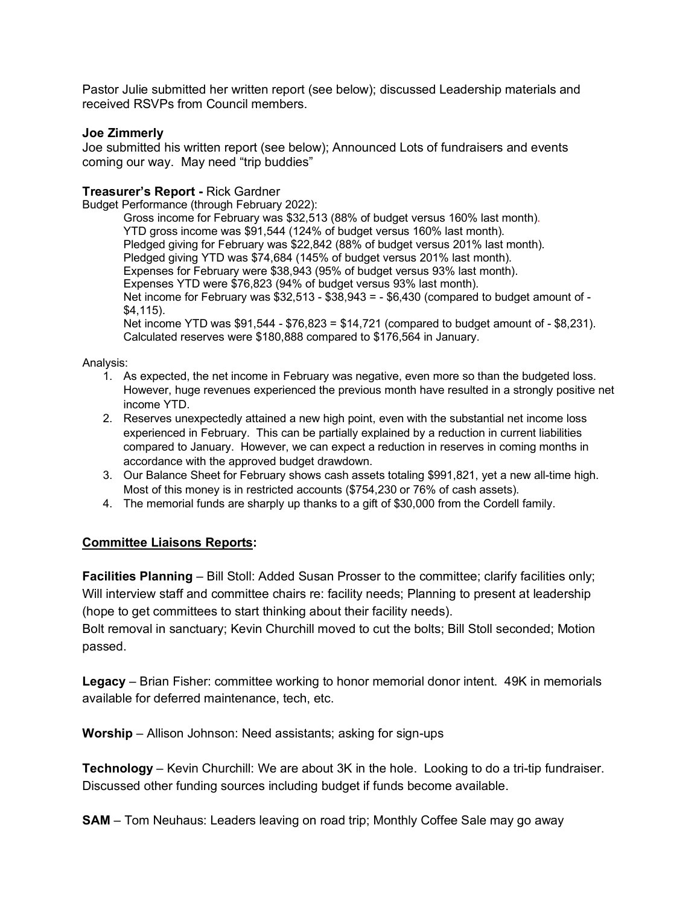Pastor Julie submitted her written report (see below); discussed Leadership materials and received RSVPs from Council members.

**Joe Zimmerly**
Joe submitted his written report (see below); Announced Lots of fundraisers and events coming our way. May need "trip buddies"

**Treasurer's Report -** Rick Gardner
Budget Performance (through February 2022):

Gross income for February was $32,513 (88% of budget versus 160% last month).
YTD gross income was $91,544 (124% of budget versus 160% last month).
Pledged giving for February was $22,842 (88% of budget versus 201% last month).
Pledged giving YTD was $74,684 (145% of budget versus 201% last month).
Expenses for February were $38,943 (95% of budget versus 93% last month).
Expenses YTD were $76,823 (94% of budget versus 93% last month).
Net income for February was $32,513 - $38,943 = - $6,430 (compared to budget amount of - $4,115).
Net income YTD was $91,544 - $76,823 = $14,721 (compared to budget amount of - $8,231).
Calculated reserves were $180,888 compared to $176,564 in January.

Analysis:

1. As expected, the net income in February was negative, even more so than the budgeted loss. However, huge revenues experienced the previous month have resulted in a strongly positive net income YTD.
2. Reserves unexpectedly attained a new high point, even with the substantial net income loss experienced in February. This can be partially explained by a reduction in current liabilities compared to January. However, we can expect a reduction in reserves in coming months in accordance with the approved budget drawdown.
3. Our Balance Sheet for February shows cash assets totaling $991,821, yet a new all-time high. Most of this money is in restricted accounts ($754,230 or 76% of cash assets).
4. The memorial funds are sharply up thanks to a gift of $30,000 from the Cordell family.

**Committee Liaisons Reports:**

**Facilities Planning** – Bill Stoll: Added Susan Prosser to the committee; clarify facilities only; Will interview staff and committee chairs re: facility needs; Planning to present at leadership (hope to get committees to start thinking about their facility needs).
Bolt removal in sanctuary; Kevin Churchill moved to cut the bolts; Bill Stoll seconded; Motion passed.

**Legacy** – Brian Fisher: committee working to honor memorial donor intent. 49K in memorials available for deferred maintenance, tech, etc.

**Worship** – Allison Johnson: Need assistants; asking for sign-ups

**Technology** – Kevin Churchill: We are about 3K in the hole. Looking to do a tri-tip fundraiser. Discussed other funding sources including budget if funds become available.

**SAM** – Tom Neuhaus: Leaders leaving on road trip; Monthly Coffee Sale may go away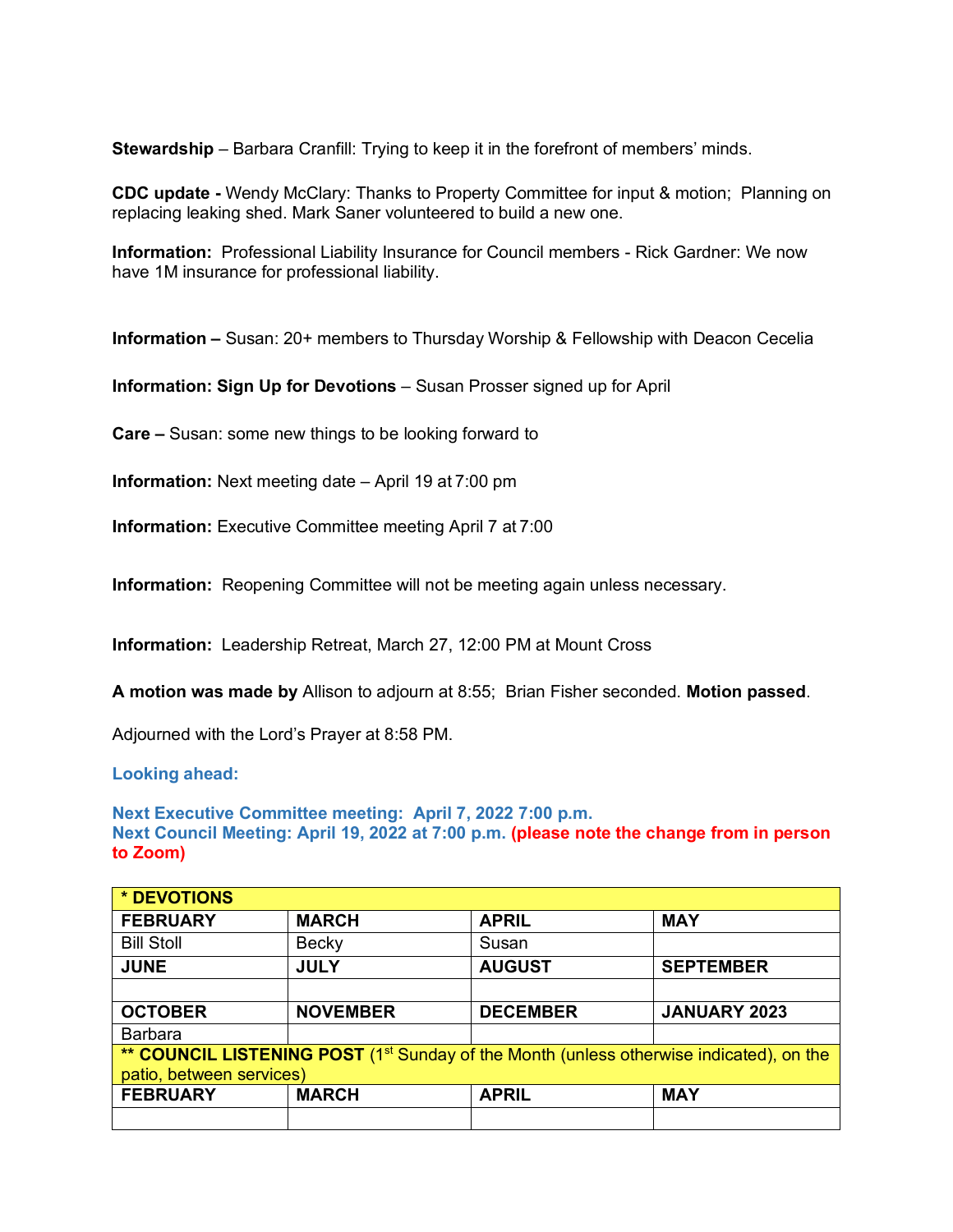**Stewardship** – Barbara Cranfill: Trying to keep it in the forefront of members' minds.

**CDC update -** Wendy McClary: Thanks to Property Committee for input & motion; Planning on replacing leaking shed. Mark Saner volunteered to build a new one.

**Information:** Professional Liability Insurance for Council members - Rick Gardner: We now have 1M insurance for professional liability.

**Information –** Susan: 20+ members to Thursday Worship & Fellowship with Deacon Cecelia

**Information: Sign Up for Devotions** – Susan Prosser signed up for April

**Care –** Susan: some new things to be looking forward to

**Information:** Next meeting date – April 19 at 7:00 pm

**Information:** Executive Committee meeting April 7 at 7:00

**Information:** Reopening Committee will not be meeting again unless necessary.

**Information:** Leadership Retreat, March 27, 12:00 PM at Mount Cross

**A motion was made by** Allison to adjourn at 8:55; Brian Fisher seconded. **Motion passed**.

Adjourned with the Lord's Prayer at 8:58 PM.

**Looking ahead:**

**Next Executive Committee meeting: April 7, 2022 7:00 p.m.**
**Next Council Meeting: April 19, 2022 at 7:00 p.m. (please note the change from in person to Zoom)**

| **\* DEVOTIONS** | | | |
|---|---|---|---|
| **FEBRUARY** | **MARCH** | **APRIL** | **MAY** |
| Bill Stoll | Becky | Susan | |
| **JUNE** | **JULY** | **AUGUST** | **SEPTEMBER** |
| | | | |
| **OCTOBER** | **NOVEMBER** | **DECEMBER** | **JANUARY 2023** |
| Barbara | | | |
| **\*\* COUNCIL LISTENING POST** (1st Sunday of the Month (unless otherwise indicated), on the patio, between services) | | | |
| **FEBRUARY** | **MARCH** | **APRIL** | **MAY** |
| | | | |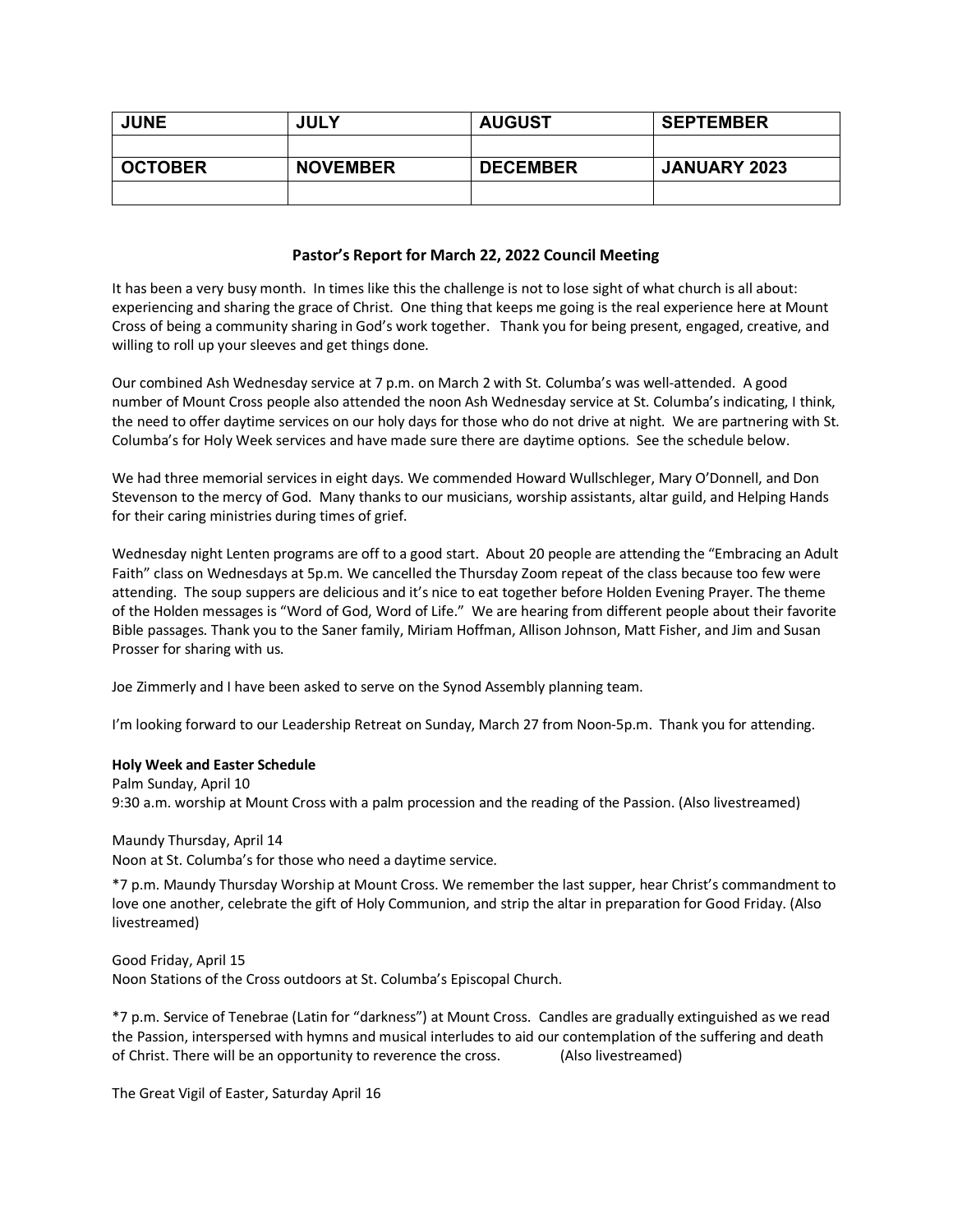| JUNE | JULY | AUGUST | SEPTEMBER |
|---|---|---|---|
| | | | |
| **OCTOBER** | **NOVEMBER** | **DECEMBER** | **JANUARY 2023** |
| | | | |

**Pastor's Report for March 22, 2022 Council Meeting**

It has been a very busy month. In times like this the challenge is not to lose sight of what church is all about: experiencing and sharing the grace of Christ. One thing that keeps me going is the real experience here at Mount Cross of being a community sharing in God's work together. Thank you for being present, engaged, creative, and willing to roll up your sleeves and get things done.

Our combined Ash Wednesday service at 7 p.m. on March 2 with St. Columba's was well-attended. A good number of Mount Cross people also attended the noon Ash Wednesday service at St. Columba's indicating, I think, the need to offer daytime services on our holy days for those who do not drive at night. We are partnering with St. Columba's for Holy Week services and have made sure there are daytime options. See the schedule below.

We had three memorial services in eight days. We commended Howard Wullschleger, Mary O'Donnell, and Don Stevenson to the mercy of God. Many thanks to our musicians, worship assistants, altar guild, and Helping Hands for their caring ministries during times of grief.

Wednesday night Lenten programs are off to a good start. About 20 people are attending the "Embracing an Adult Faith" class on Wednesdays at 5p.m. We cancelled the Thursday Zoom repeat of the class because too few were attending. The soup suppers are delicious and it's nice to eat together before Holden Evening Prayer. The theme of the Holden messages is "Word of God, Word of Life." We are hearing from different people about their favorite Bible passages. Thank you to the Saner family, Miriam Hoffman, Allison Johnson, Matt Fisher, and Jim and Susan Prosser for sharing with us.

Joe Zimmerly and I have been asked to serve on the Synod Assembly planning team.

I'm looking forward to our Leadership Retreat on Sunday, March 27 from Noon-5p.m. Thank you for attending.

**Holy Week and Easter Schedule**

Palm Sunday, April 10
9:30 a.m. worship at Mount Cross with a palm procession and the reading of the Passion. (Also livestreamed)

Maundy Thursday, April 14
Noon at St. Columba's for those who need a daytime service.

*7 p.m. Maundy Thursday Worship at Mount Cross. We remember the last supper, hear Christ's commandment to love one another, celebrate the gift of Holy Communion, and strip the altar in preparation for Good Friday. (Also livestreamed)

Good Friday, April 15
Noon Stations of the Cross outdoors at St. Columba's Episcopal Church.

*7 p.m. Service of Tenebrae (Latin for "darkness") at Mount Cross. Candles are gradually extinguished as we read the Passion, interspersed with hymns and musical interludes to aid our contemplation of the suffering and death of Christ. There will be an opportunity to reverence the cross. (Also livestreamed)

The Great Vigil of Easter, Saturday April 16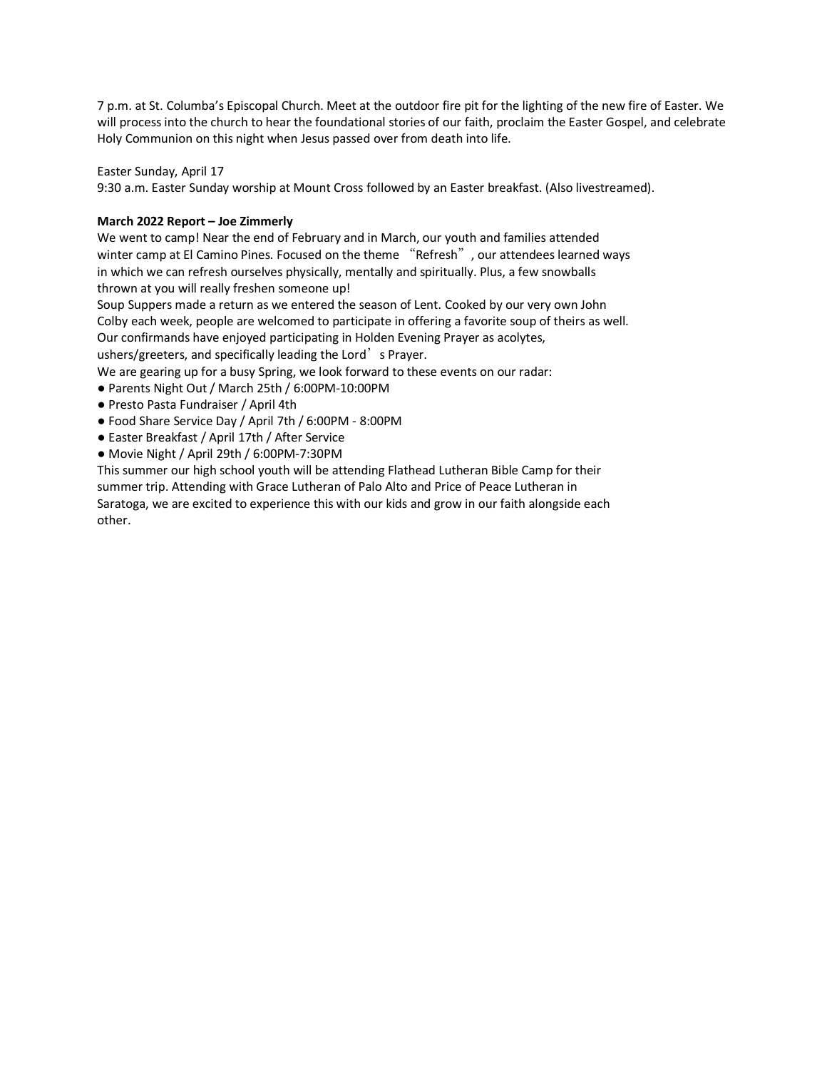7 p.m. at St. Columba's Episcopal Church. Meet at the outdoor fire pit for the lighting of the new fire of Easter. We will process into the church to hear the foundational stories of our faith, proclaim the Easter Gospel, and celebrate Holy Communion on this night when Jesus passed over from death into life.

Easter Sunday, April 17
9:30 a.m. Easter Sunday worship at Mount Cross followed by an Easter breakfast. (Also livestreamed).

**March 2022 Report – Joe Zimmerly**

We went to camp! Near the end of February and in March, our youth and families attended winter camp at El Camino Pines. Focused on the theme "Refresh", our attendees learned ways in which we can refresh ourselves physically, mentally and spiritually. Plus, a few snowballs thrown at you will really freshen someone up!
Soup Suppers made a return as we entered the season of Lent. Cooked by our very own John Colby each week, people are welcomed to participate in offering a favorite soup of theirs as well.
Our confirmands have enjoyed participating in Holden Evening Prayer as acolytes, ushers/greeters, and specifically leading the Lord's Prayer.
We are gearing up for a busy Spring, we look forward to these events on our radar:

- Parents Night Out / March 25th / 6:00PM-10:00PM
- Presto Pasta Fundraiser / April 4th
- Food Share Service Day / April 7th / 6:00PM - 8:00PM
- Easter Breakfast / April 17th / After Service
- Movie Night / April 29th / 6:00PM-7:30PM

This summer our high school youth will be attending Flathead Lutheran Bible Camp for their summer trip. Attending with Grace Lutheran of Palo Alto and Price of Peace Lutheran in Saratoga, we are excited to experience this with our kids and grow in our faith alongside each other.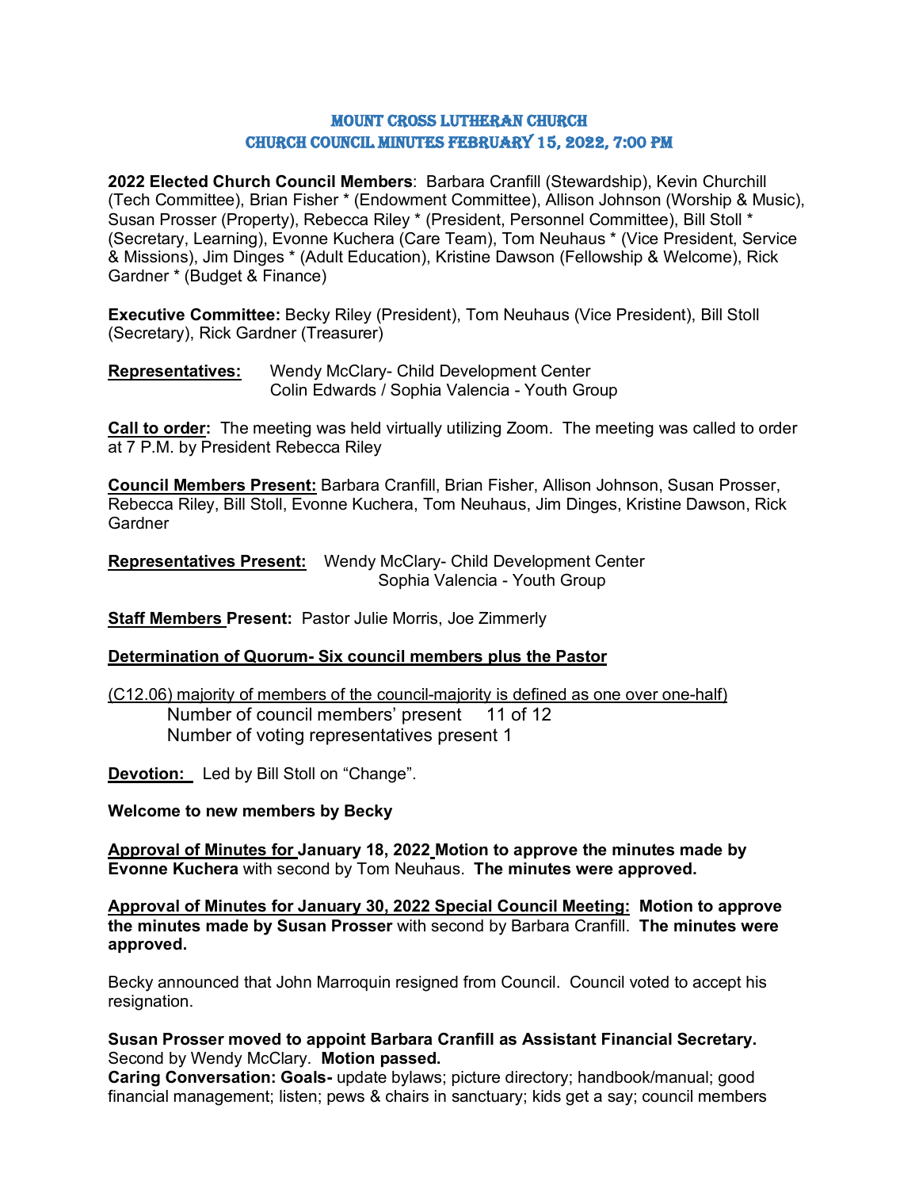# MOUNT CROSS LUTHERAN CHURCH
## CHURCH COUNCIL MINUTES FEBRUARY 15, 2022, 7:00 PM

**2022 Elected Church Council Members**: Barbara Cranfill (Stewardship), Kevin Churchill (Tech Committee), Brian Fisher * (Endowment Committee), Allison Johnson (Worship & Music), Susan Prosser (Property), Rebecca Riley * (President, Personnel Committee), Bill Stoll * (Secretary, Learning), Evonne Kuchera (Care Team), Tom Neuhaus * (Vice President, Service & Missions), Jim Dinges * (Adult Education), Kristine Dawson (Fellowship & Welcome), Rick Gardner * (Budget & Finance)

**Executive Committee:** Becky Riley (President), Tom Neuhaus (Vice President), Bill Stoll (Secretary), Rick Gardner (Treasurer)

**Representatives:** Wendy McClary- Child Development Center
Colin Edwards / Sophia Valencia - Youth Group

**Call to order:** The meeting was held virtually utilizing Zoom. The meeting was called to order at 7 P.M. by President Rebecca Riley

**Council Members Present:** Barbara Cranfill, Brian Fisher, Allison Johnson, Susan Prosser, Rebecca Riley, Bill Stoll, Evonne Kuchera, Tom Neuhaus, Jim Dinges, Kristine Dawson, Rick Gardner

**Representatives Present:** Wendy McClary- Child Development Center
Sophia Valencia - Youth Group

**Staff Members Present:** Pastor Julie Morris, Joe Zimmerly

**Determination of Quorum- Six council members plus the Pastor**

(C12.06) majority of members of the council-majority is defined as one over one-half)
Number of council members' present 11 of 12
Number of voting representatives present 1

**Devotion:** Led by Bill Stoll on "Change".

**Welcome to new members by Becky**

**Approval of Minutes for January 18, 2022 Motion to approve the minutes made by Evonne Kuchera** with second by Tom Neuhaus. **The minutes were approved.**

**Approval of Minutes for January 30, 2022 Special Council Meeting: Motion to approve the minutes made by Susan Prosser** with second by Barbara Cranfill. **The minutes were approved.**

Becky announced that John Marroquin resigned from Council. Council voted to accept his resignation.

**Susan Prosser moved to appoint Barbara Cranfill as Assistant Financial Secretary.** Second by Wendy McClary. **Motion passed.**
**Caring Conversation: Goals-** update bylaws; picture directory; handbook/manual; good financial management; listen; pews & chairs in sanctuary; kids get a say; council members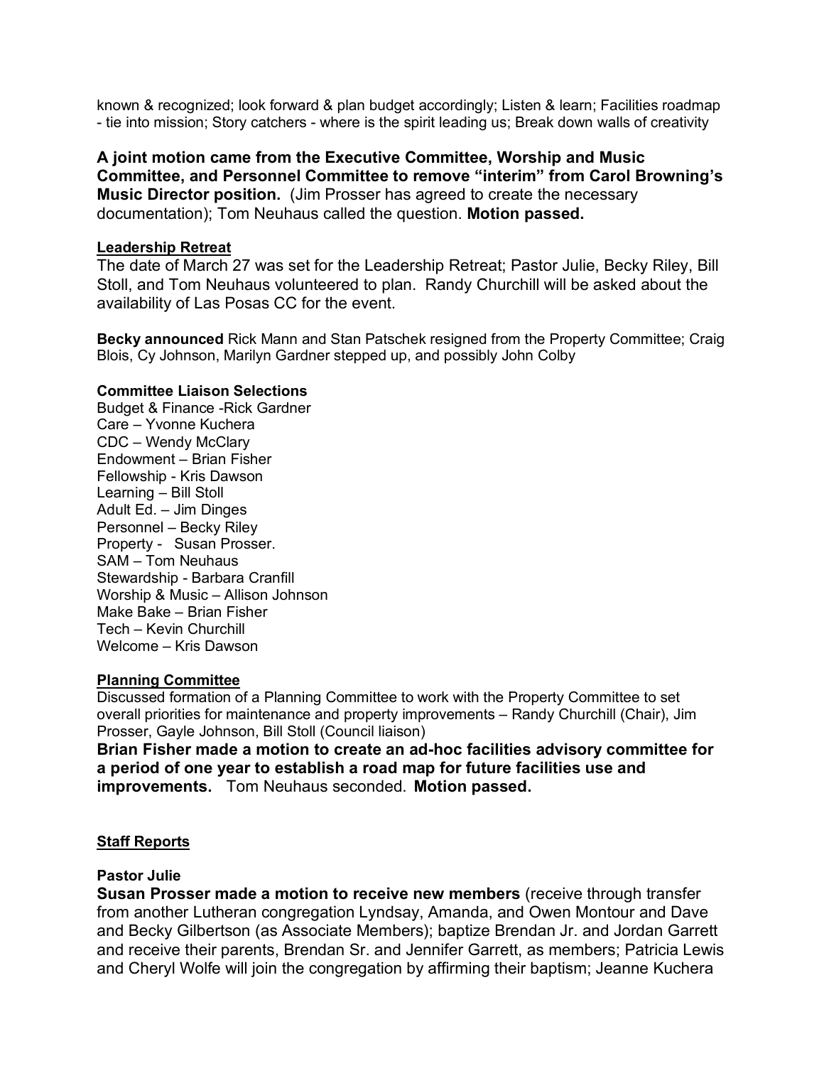known & recognized; look forward & plan budget accordingly; Listen & learn; Facilities roadmap - tie into mission; Story catchers - where is the spirit leading us; Break down walls of creativity

**A joint motion came from the Executive Committee, Worship and Music Committee, and Personnel Committee to remove "interim" from Carol Browning's Music Director position.** (Jim Prosser has agreed to create the necessary documentation); Tom Neuhaus called the question. **Motion passed.**

**Leadership Retreat**

The date of March 27 was set for the Leadership Retreat; Pastor Julie, Becky Riley, Bill Stoll, and Tom Neuhaus volunteered to plan. Randy Churchill will be asked about the availability of Las Posas CC for the event.

**Becky announced** Rick Mann and Stan Patschek resigned from the Property Committee; Craig Blois, Cy Johnson, Marilyn Gardner stepped up, and possibly John Colby

**Committee Liaison Selections**

Budget & Finance -Rick Gardner
Care – Yvonne Kuchera
CDC – Wendy McClary
Endowment – Brian Fisher
Fellowship - Kris Dawson
Learning – Bill Stoll
Adult Ed. – Jim Dinges
Personnel – Becky Riley
Property - Susan Prosser.
SAM – Tom Neuhaus
Stewardship - Barbara Cranfill
Worship & Music – Allison Johnson
Make Bake – Brian Fisher
Tech – Kevin Churchill
Welcome – Kris Dawson

**Planning Committee**

Discussed formation of a Planning Committee to work with the Property Committee to set overall priorities for maintenance and property improvements – Randy Churchill (Chair), Jim Prosser, Gayle Johnson, Bill Stoll (Council liaison)

**Brian Fisher made a motion to create an ad-hoc facilities advisory committee for a period of one year to establish a road map for future facilities use and improvements.** Tom Neuhaus seconded. **Motion passed.**

**Staff Reports**

**Pastor Julie**

**Susan Prosser made a motion to receive new members** (receive through transfer from another Lutheran congregation Lyndsay, Amanda, and Owen Montour and Dave and Becky Gilbertson (as Associate Members); baptize Brendan Jr. and Jordan Garrett and receive their parents, Brendan Sr. and Jennifer Garrett, as members; Patricia Lewis and Cheryl Wolfe will join the congregation by affirming their baptism; Jeanne Kuchera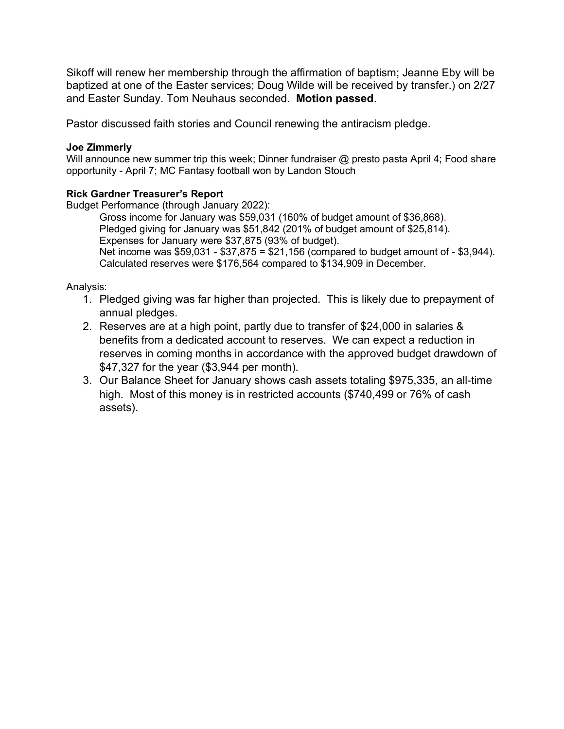Sikoff will renew her membership through the affirmation of baptism; Jeanne Eby will be baptized at one of the Easter services; Doug Wilde will be received by transfer.) on 2/27 and Easter Sunday. Tom Neuhaus seconded. **Motion passed**.

Pastor discussed faith stories and Council renewing the antiracism pledge.

**Joe Zimmerly**

Will announce new summer trip this week; Dinner fundraiser @ presto pasta April 4; Food share opportunity - April 7; MC Fantasy football won by Landon Stouch

**Rick Gardner Treasurer's Report**

Budget Performance (through January 2022):

> Gross income for January was $59,031 (160% of budget amount of $36,868).
> Pledged giving for January was $51,842 (201% of budget amount of $25,814).
> Expenses for January were $37,875 (93% of budget).
> Net income was $59,031 - $37,875 = $21,156 (compared to budget amount of - $3,944).
> Calculated reserves were $176,564 compared to $134,909 in December.

Analysis:

1. Pledged giving was far higher than projected. This is likely due to prepayment of annual pledges.
2. Reserves are at a high point, partly due to transfer of $24,000 in salaries & benefits from a dedicated account to reserves. We can expect a reduction in reserves in coming months in accordance with the approved budget drawdown of $47,327 for the year ($3,944 per month).
3. Our Balance Sheet for January shows cash assets totaling $975,335, an all-time high. Most of this money is in restricted accounts ($740,499 or 76% of cash assets).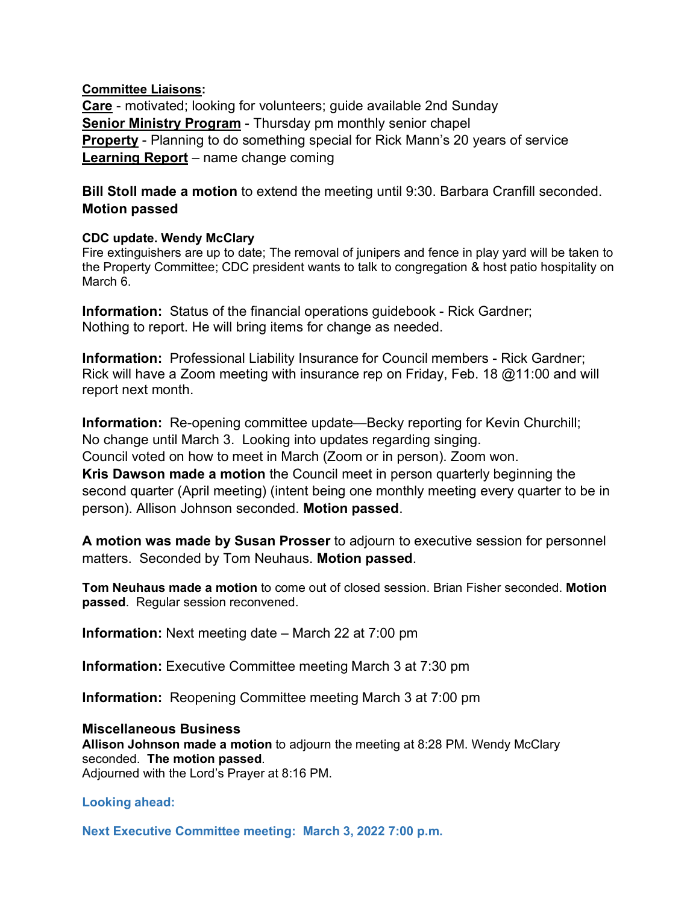**Committee Liaisons:**

**Care** - motivated; looking for volunteers; guide available 2nd Sunday
**Senior Ministry Program** - Thursday pm monthly senior chapel
**Property** - Planning to do something special for Rick Mann's 20 years of service
**Learning Report** – name change coming

**Bill Stoll made a motion** to extend the meeting until 9:30. Barbara Cranfill seconded.
**Motion passed**

**CDC update. Wendy McClary**
Fire extinguishers are up to date; The removal of junipers and fence in play yard will be taken to the Property Committee; CDC president wants to talk to congregation & host patio hospitality on March 6.

**Information:** Status of the financial operations guidebook - Rick Gardner;
Nothing to report. He will bring items for change as needed.

**Information:** Professional Liability Insurance for Council members - Rick Gardner;
Rick will have a Zoom meeting with insurance rep on Friday, Feb. 18 @11:00 and will report next month.

**Information:** Re-opening committee update—Becky reporting for Kevin Churchill;
No change until March 3. Looking into updates regarding singing.
Council voted on how to meet in March (Zoom or in person). Zoom won.
**Kris Dawson made a motion** the Council meet in person quarterly beginning the second quarter (April meeting) (intent being one monthly meeting every quarter to be in person). Allison Johnson seconded. **Motion passed**.

**A motion was made by Susan Prosser** to adjourn to executive session for personnel matters. Seconded by Tom Neuhaus. **Motion passed**.

**Tom Neuhaus made a motion** to come out of closed session. Brian Fisher seconded. **Motion passed**. Regular session reconvened.

**Information:** Next meeting date – March 22 at 7:00 pm

**Information:** Executive Committee meeting March 3 at 7:30 pm

**Information:** Reopening Committee meeting March 3 at 7:00 pm

**Miscellaneous Business**
**Allison Johnson made a motion** to adjourn the meeting at 8:28 PM. Wendy McClary seconded. **The motion passed**.
Adjourned with the Lord's Prayer at 8:16 PM.

**Looking ahead:**

**Next Executive Committee meeting: March 3, 2022 7:00 p.m.**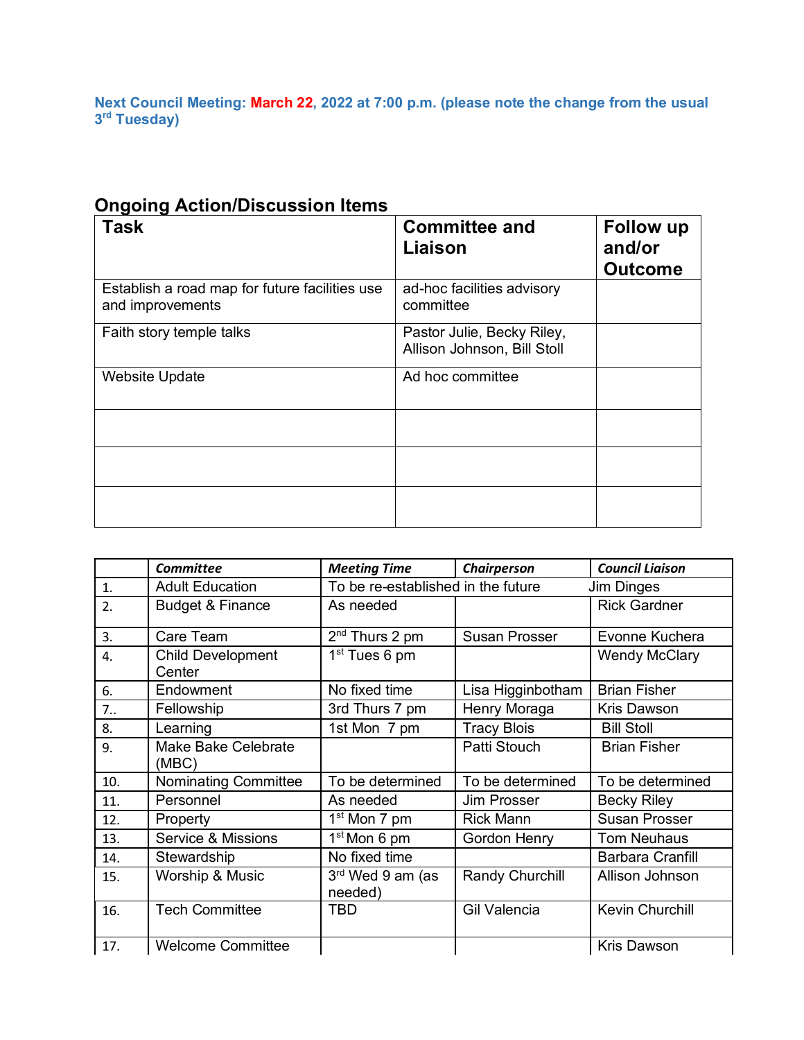**Next Council Meeting: March 22, 2022 at 7:00 p.m. (please note the change from the usual 3rd Tuesday)**

## Ongoing Action/Discussion Items

| Task | Committee and Liaison | Follow up and/or Outcome |
|---|---|---|
| Establish a road map for future facilities use and improvements | ad-hoc facilities advisory committee | |
| Faith story temple talks | Pastor Julie, Becky Riley, Allison Johnson, Bill Stoll | |
| Website Update | Ad hoc committee | |
| | | |
| | | |
| | | |

| | *Committee* | *Meeting Time* | *Chairperson* | *Council Liaison* |
|---|---|---|---|---|
| 1. | Adult Education | To be re-established in the future | | Jim Dinges |
| 2. | Budget & Finance | As needed | | Rick Gardner |
| 3. | Care Team | 2nd Thurs 2 pm | Susan Prosser | Evonne Kuchera |
| 4. | Child Development Center | 1st Tues 6 pm | | Wendy McClary |
| 6. | Endowment | No fixed time | Lisa Higginbotham | Brian Fisher |
| 7.. | Fellowship | 3rd Thurs 7 pm | Henry Moraga | Kris Dawson |
| 8. | Learning | 1st Mon 7 pm | Tracy Blois | Bill Stoll |
| 9. | Make Bake Celebrate (MBC) | | Patti Stouch | Brian Fisher |
| 10. | Nominating Committee | To be determined | To be determined | To be determined |
| 11. | Personnel | As needed | Jim Prosser | Becky Riley |
| 12. | Property | 1st Mon 7 pm | Rick Mann | Susan Prosser |
| 13. | Service & Missions | 1st Mon 6 pm | Gordon Henry | Tom Neuhaus |
| 14. | Stewardship | No fixed time | | Barbara Cranfill |
| 15. | Worship & Music | 3rd Wed 9 am (as needed) | Randy Churchill | Allison Johnson |
| 16. | Tech Committee | TBD | Gil Valencia | Kevin Churchill |
| 17. | Welcome Committee | | | Kris Dawson |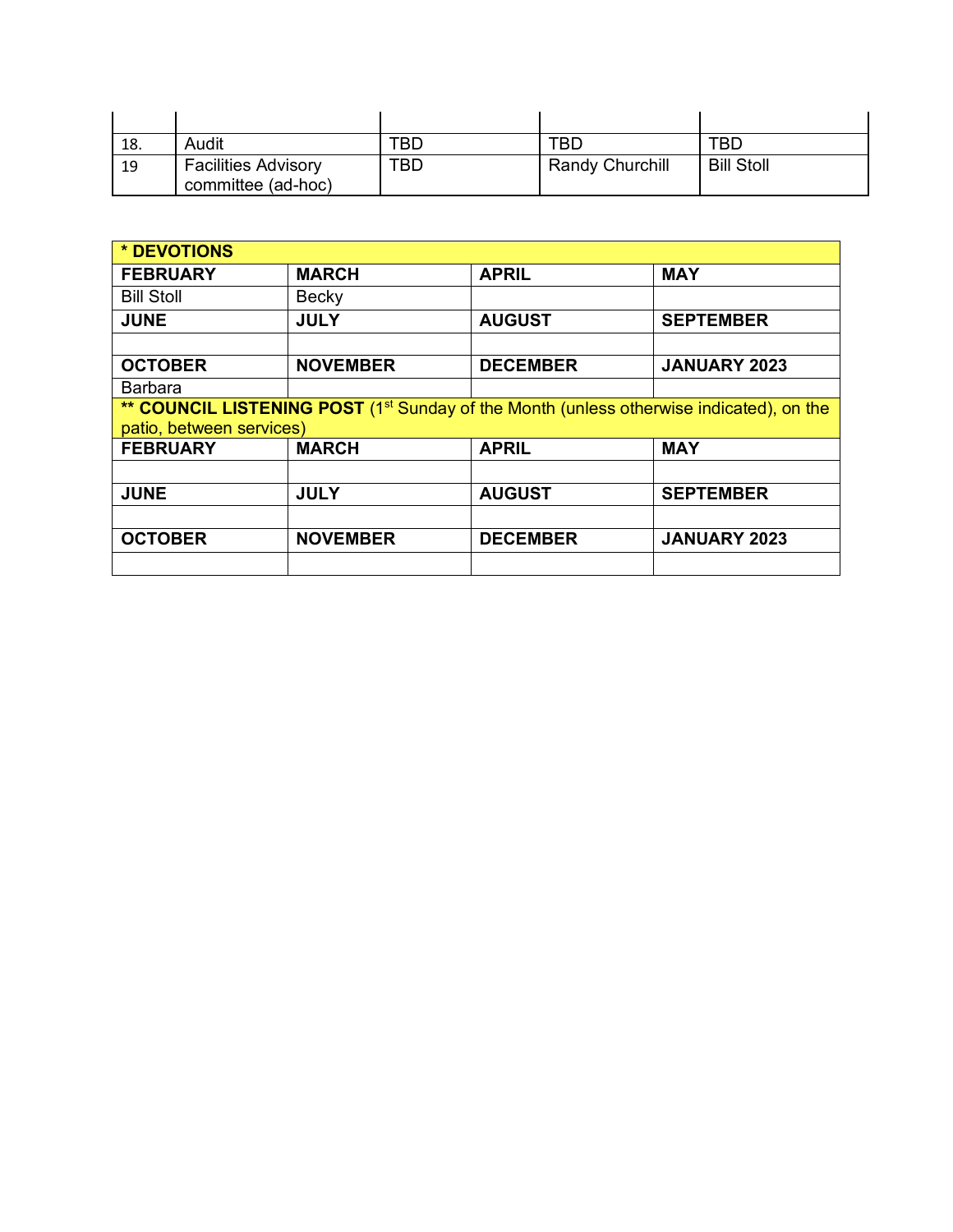| | | | | |
|---|---|---|---|---|
| 18. | Audit | TBD | TBD | TBD |
| 19 | Facilities Advisory committee (ad-hoc) | TBD | Randy Churchill | Bill Stoll |

| * DEVOTIONS | | | |
|---|---|---|---|
| **FEBRUARY** | **MARCH** | **APRIL** | **MAY** |
| Bill Stoll | Becky | | |
| **JUNE** | **JULY** | **AUGUST** | **SEPTEMBER** |
| | | | |
| **OCTOBER** | **NOVEMBER** | **DECEMBER** | **JANUARY 2023** |
| Barbara | | | |

| ** COUNCIL LISTENING POST (1st Sunday of the Month (unless otherwise indicated), on the patio, between services) | | | |
|---|---|---|---|
| **FEBRUARY** | **MARCH** | **APRIL** | **MAY** |
| | | | |
| **JUNE** | **JULY** | **AUGUST** | **SEPTEMBER** |
| | | | |
| **OCTOBER** | **NOVEMBER** | **DECEMBER** | **JANUARY 2023** |
| | | | |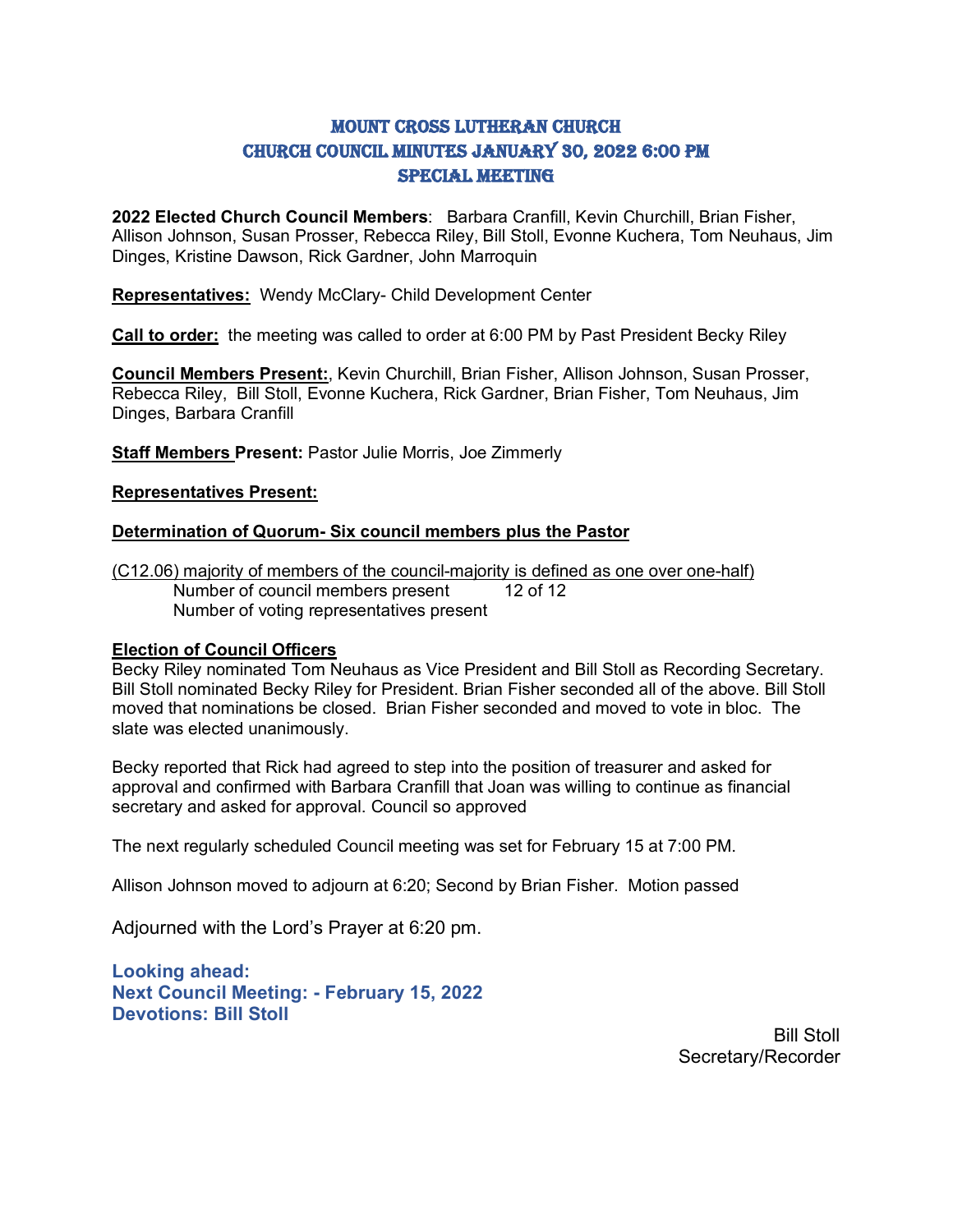# MOUNT CROSS LUTHERAN CHURCH
# CHURCH COUNCIL MINUTES JANUARY 30, 2022 6:00 PM
# SPECIAL MEETING

**2022 Elected Church Council Members**: Barbara Cranfill, Kevin Churchill, Brian Fisher, Allison Johnson, Susan Prosser, Rebecca Riley, Bill Stoll, Evonne Kuchera, Tom Neuhaus, Jim Dinges, Kristine Dawson, Rick Gardner, John Marroquin

**Representatives:** Wendy McClary- Child Development Center

**Call to order:** the meeting was called to order at 6:00 PM by Past President Becky Riley

**Council Members Present:**, Kevin Churchill, Brian Fisher, Allison Johnson, Susan Prosser, Rebecca Riley, Bill Stoll, Evonne Kuchera, Rick Gardner, Brian Fisher, Tom Neuhaus, Jim Dinges, Barbara Cranfill

**Staff Members Present:** Pastor Julie Morris, Joe Zimmerly

**Representatives Present:**

**Determination of Quorum- Six council members plus the Pastor**

(C12.06) majority of members of the council-majority is defined as one over one-half)

Number of council members present 12 of 12
Number of voting representatives present

**Election of Council Officers**

Becky Riley nominated Tom Neuhaus as Vice President and Bill Stoll as Recording Secretary. Bill Stoll nominated Becky Riley for President. Brian Fisher seconded all of the above. Bill Stoll moved that nominations be closed. Brian Fisher seconded and moved to vote in bloc. The slate was elected unanimously.

Becky reported that Rick had agreed to step into the position of treasurer and asked for approval and confirmed with Barbara Cranfill that Joan was willing to continue as financial secretary and asked for approval. Council so approved

The next regularly scheduled Council meeting was set for February 15 at 7:00 PM.

Allison Johnson moved to adjourn at 6:20; Second by Brian Fisher. Motion passed

Adjourned with the Lord's Prayer at 6:20 pm.

**Looking ahead:**
**Next Council Meeting: - February 15, 2022**
**Devotions: Bill Stoll**

Bill Stoll
Secretary/Recorder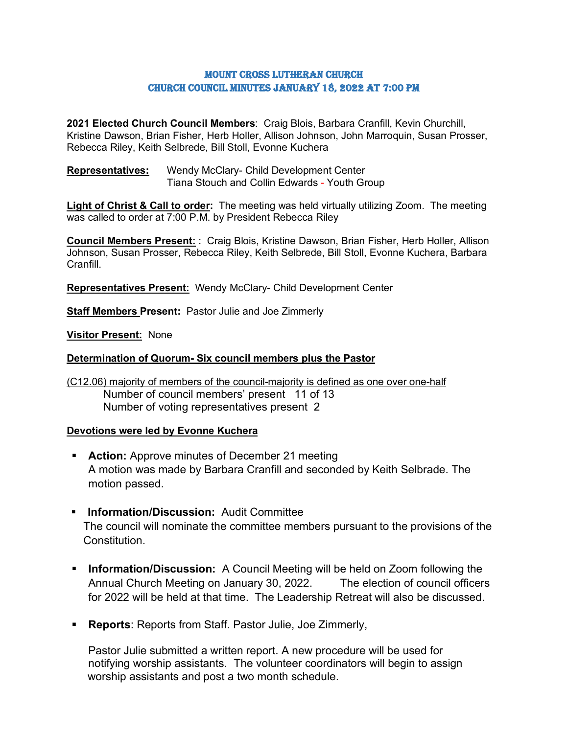# MOUNT CROSS LUTHERAN CHURCH
## CHURCH COUNCIL MINUTES JANUARY 18, 2022 AT 7:00 PM

**2021 Elected Church Council Members**: Craig Blois, Barbara Cranfill, Kevin Churchill, Kristine Dawson, Brian Fisher, Herb Holler, Allison Johnson, John Marroquin, Susan Prosser, Rebecca Riley, Keith Selbrede, Bill Stoll, Evonne Kuchera

**Representatives:** Wendy McClary- Child Development Center
Tiana Stouch and Collin Edwards - Youth Group

**Light of Christ & Call to order:** The meeting was held virtually utilizing Zoom. The meeting was called to order at 7:00 P.M. by President Rebecca Riley

**Council Members Present:** : Craig Blois, Kristine Dawson, Brian Fisher, Herb Holler, Allison Johnson, Susan Prosser, Rebecca Riley, Keith Selbrede, Bill Stoll, Evonne Kuchera, Barbara Cranfill.

**Representatives Present:** Wendy McClary- Child Development Center

**Staff Members Present:** Pastor Julie and Joe Zimmerly

**Visitor Present:** None

**Determination of Quorum- Six council members plus the Pastor**

(C12.06) majority of members of the council-majority is defined as one over one-half
Number of council members' present 11 of 13
Number of voting representatives present 2

**Devotions were led by Evonne Kuchera**

- **Action:** Approve minutes of December 21 meeting
  A motion was made by Barbara Cranfill and seconded by Keith Selbrade. The motion passed.

- **Information/Discussion:** Audit Committee
  The council will nominate the committee members pursuant to the provisions of the Constitution.

- **Information/Discussion:** A Council Meeting will be held on Zoom following the Annual Church Meeting on January 30, 2022. The election of council officers for 2022 will be held at that time. The Leadership Retreat will also be discussed.

- **Reports**: Reports from Staff. Pastor Julie, Joe Zimmerly,

  Pastor Julie submitted a written report. A new procedure will be used for notifying worship assistants. The volunteer coordinators will begin to assign worship assistants and post a two month schedule.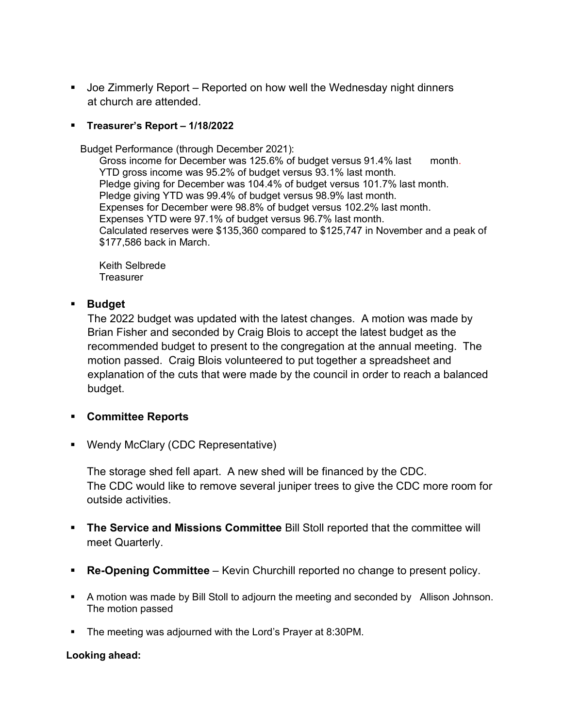- Joe Zimmerly Report – Reported on how well the Wednesday night dinners at church are attended.

- **Treasurer's Report – 1/18/2022**

  Budget Performance (through December 2021):

  Gross income for December was 125.6% of budget versus 91.4% last month.
  YTD gross income was 95.2% of budget versus 93.1% last month.
  Pledge giving for December was 104.4% of budget versus 101.7% last month.
  Pledge giving YTD was 99.4% of budget versus 98.9% last month.
  Expenses for December were 98.8% of budget versus 102.2% last month.
  Expenses YTD were 97.1% of budget versus 96.7% last month.
  Calculated reserves were $135,360 compared to $125,747 in November and a peak of $177,586 back in March.

  Keith Selbrede
  Treasurer

- **Budget**

  The 2022 budget was updated with the latest changes. A motion was made by Brian Fisher and seconded by Craig Blois to accept the latest budget as the recommended budget to present to the congregation at the annual meeting. The motion passed. Craig Blois volunteered to put together a spreadsheet and explanation of the cuts that were made by the council in order to reach a balanced budget.

- **Committee Reports**

- Wendy McClary (CDC Representative)

  The storage shed fell apart. A new shed will be financed by the CDC.
  The CDC would like to remove several juniper trees to give the CDC more room for outside activities.

- **The Service and Missions Committee** Bill Stoll reported that the committee will meet Quarterly.

- **Re-Opening Committee** – Kevin Churchill reported no change to present policy.

- A motion was made by Bill Stoll to adjourn the meeting and seconded by Allison Johnson. The motion passed

- The meeting was adjourned with the Lord's Prayer at 8:30PM.

**Looking ahead:**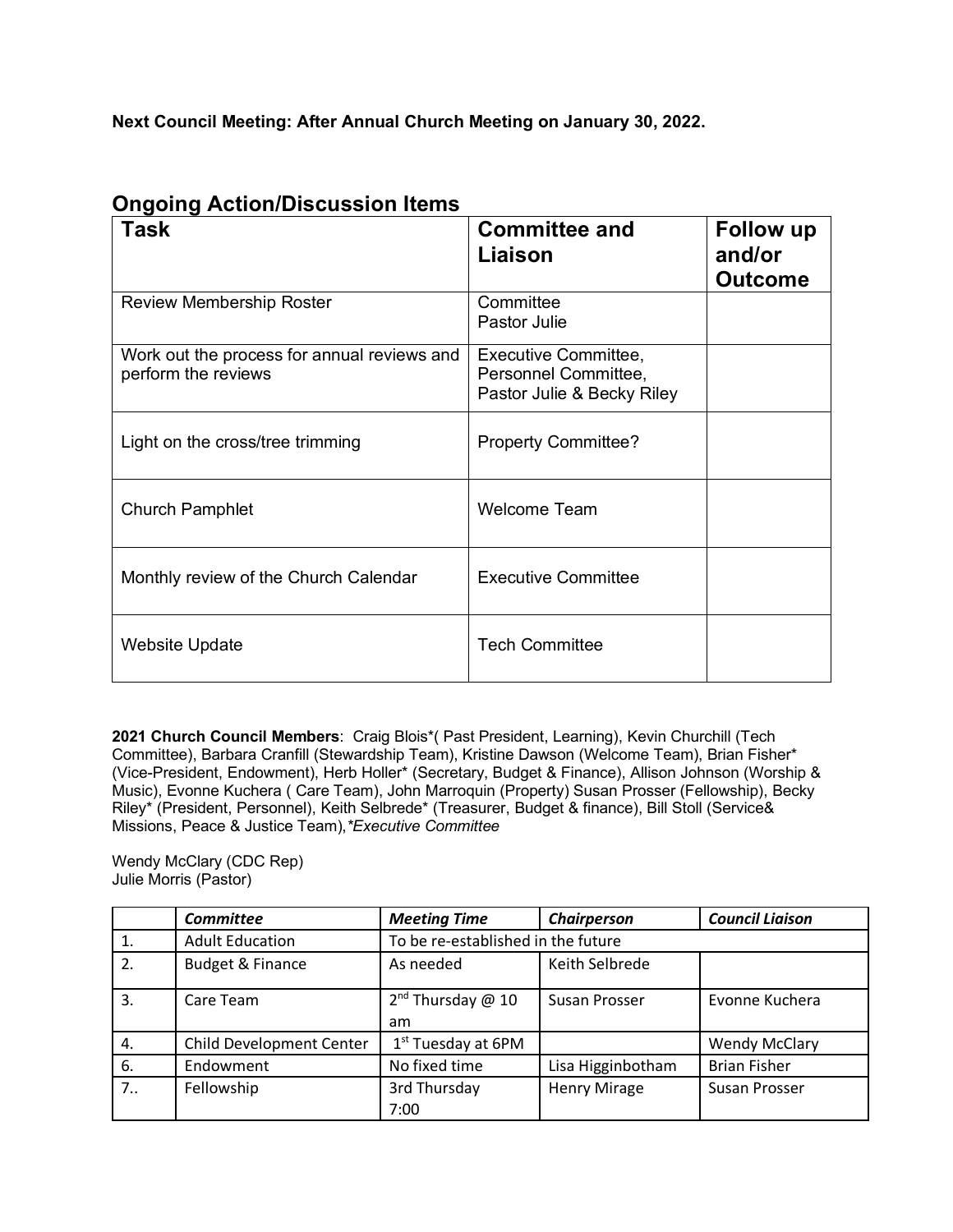**Next Council Meeting: After Annual Church Meeting on January 30, 2022.**

## Ongoing Action/Discussion Items

| Task | Committee and Liaison | Follow up and/or Outcome |
|---|---|---|
| Review Membership Roster | Committee<br>Pastor Julie | |
| Work out the process for annual reviews and perform the reviews | Executive Committee, Personnel Committee, Pastor Julie & Becky Riley | |
| Light on the cross/tree trimming | Property Committee? | |
| Church Pamphlet | Welcome Team | |
| Monthly review of the Church Calendar | Executive Committee | |
| Website Update | Tech Committee | |

**2021 Church Council Members**: Craig Blois*( Past President, Learning), Kevin Churchill (Tech Committee), Barbara Cranfill (Stewardship Team), Kristine Dawson (Welcome Team), Brian Fisher* (Vice-President, Endowment), Herb Holler* (Secretary, Budget & Finance), Allison Johnson (Worship & Music), Evonne Kuchera ( Care Team), John Marroquin (Property) Susan Prosser (Fellowship), Becky Riley* (President, Personnel), Keith Selbrede* (Treasurer, Budget & finance), Bill Stoll (Service& Missions, Peace & Justice Team),*\*Executive Committee*

Wendy McClary (CDC Rep)
Julie Morris (Pastor)

| | *Committee* | *Meeting Time* | *Chairperson* | *Council Liaison* |
|---|---|---|---|---|
| 1. | Adult Education | To be re-established in the future | | |
| 2. | Budget & Finance | As needed | Keith Selbrede | |
| 3. | Care Team | 2nd Thursday @ 10 am | Susan Prosser | Evonne Kuchera |
| 4. | Child Development Center | 1st Tuesday at 6PM | | Wendy McClary |
| 6. | Endowment | No fixed time | Lisa Higginbotham | Brian Fisher |
| 7.. | Fellowship | 3rd Thursday 7:00 | Henry Mirage | Susan Prosser |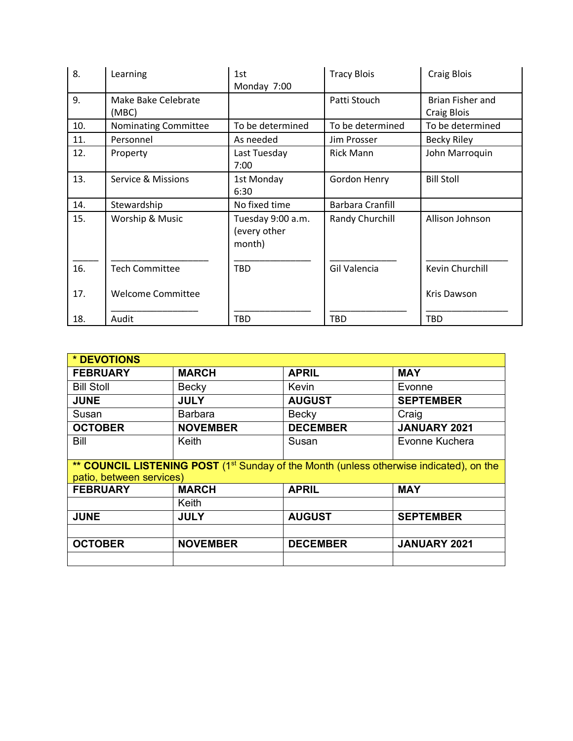| | | | | |
|---|---|---|---|---|
| 8. | Learning | 1st Monday 7:00 | Tracy Blois | Craig Blois |
| 9. | Make Bake Celebrate (MBC) | | Patti Stouch | Brian Fisher and Craig Blois |
| 10. | Nominating Committee | To be determined | To be determined | To be determined |
| 11. | Personnel | As needed | Jim Prosser | Becky Riley |
| 12. | Property | Last Tuesday 7:00 | Rick Mann | John Marroquin |
| 13. | Service & Missions | 1st Monday 6:30 | Gordon Henry | Bill Stoll |
| 14. | Stewardship | No fixed time | Barbara Cranfill | |
| 15. | Worship & Music | Tuesday 9:00 a.m. (every other month) | Randy Churchill | Allison Johnson |
| 16. | Tech Committee | TBD | Gil Valencia | Kevin Churchill |
| 17. | Welcome Committee | | | Kris Dawson |
| 18. | Audit | TBD | TBD | TBD |

| * DEVOTIONS | | | |
|---|---|---|---|
| **FEBRUARY** | **MARCH** | **APRIL** | **MAY** |
| Bill Stoll | Becky | Kevin | Evonne |
| **JUNE** | **JULY** | **AUGUST** | **SEPTEMBER** |
| Susan | Barbara | Becky | Craig |
| **OCTOBER** | **NOVEMBER** | **DECEMBER** | **JANUARY 2021** |
| Bill | Keith | Susan | Evonne Kuchera |

| ** COUNCIL LISTENING POST (1st Sunday of the Month (unless otherwise indicated), on the patio, between services) | | | |
|---|---|---|---|
| **FEBRUARY** | **MARCH** | **APRIL** | **MAY** |
| | Keith | | |
| **JUNE** | **JULY** | **AUGUST** | **SEPTEMBER** |
| | | | |
| **OCTOBER** | **NOVEMBER** | **DECEMBER** | **JANUARY 2021** |
| | | | |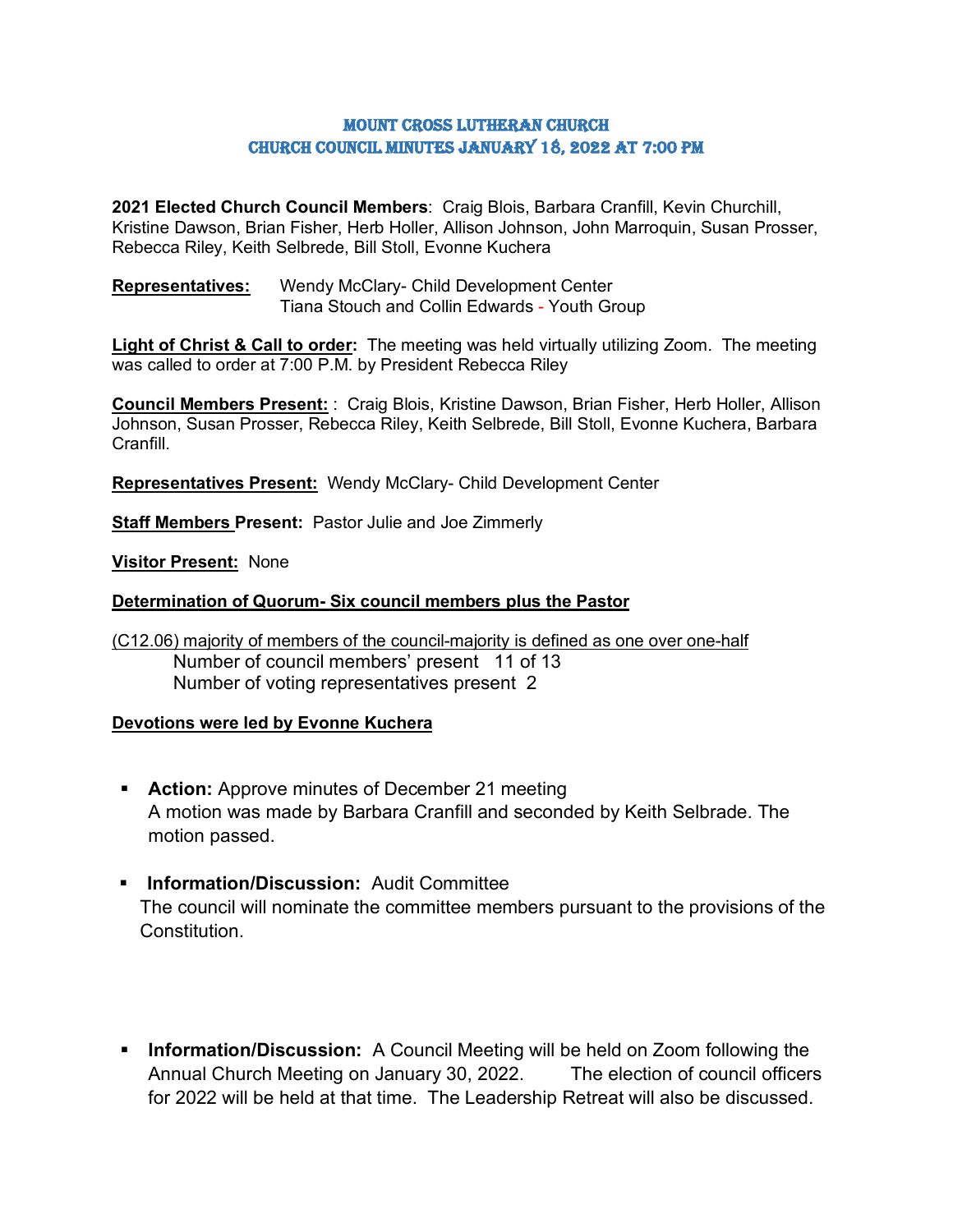# MOUNT CROSS LUTHERAN CHURCH
## CHURCH COUNCIL MINUTES JANUARY 18, 2022 AT 7:00 PM

**2021 Elected Church Council Members**: Craig Blois, Barbara Cranfill, Kevin Churchill, Kristine Dawson, Brian Fisher, Herb Holler, Allison Johnson, John Marroquin, Susan Prosser, Rebecca Riley, Keith Selbrede, Bill Stoll, Evonne Kuchera

**Representatives:** Wendy McClary- Child Development Center
Tiana Stouch and Collin Edwards - Youth Group

**Light of Christ & Call to order:** The meeting was held virtually utilizing Zoom. The meeting was called to order at 7:00 P.M. by President Rebecca Riley

**Council Members Present:** : Craig Blois, Kristine Dawson, Brian Fisher, Herb Holler, Allison Johnson, Susan Prosser, Rebecca Riley, Keith Selbrede, Bill Stoll, Evonne Kuchera, Barbara Cranfill.

**Representatives Present:** Wendy McClary- Child Development Center

**Staff Members Present:** Pastor Julie and Joe Zimmerly

**Visitor Present:** None

**Determination of Quorum- Six council members plus the Pastor**

(C12.06) majority of members of the council-majority is defined as one over one-half
Number of council members' present 11 of 13
Number of voting representatives present 2

**Devotions were led by Evonne Kuchera**

- **Action:** Approve minutes of December 21 meeting
  A motion was made by Barbara Cranfill and seconded by Keith Selbrade. The motion passed.

- **Information/Discussion:** Audit Committee
  The council will nominate the committee members pursuant to the provisions of the Constitution.

- **Information/Discussion:** A Council Meeting will be held on Zoom following the Annual Church Meeting on January 30, 2022. The election of council officers for 2022 will be held at that time. The Leadership Retreat will also be discussed.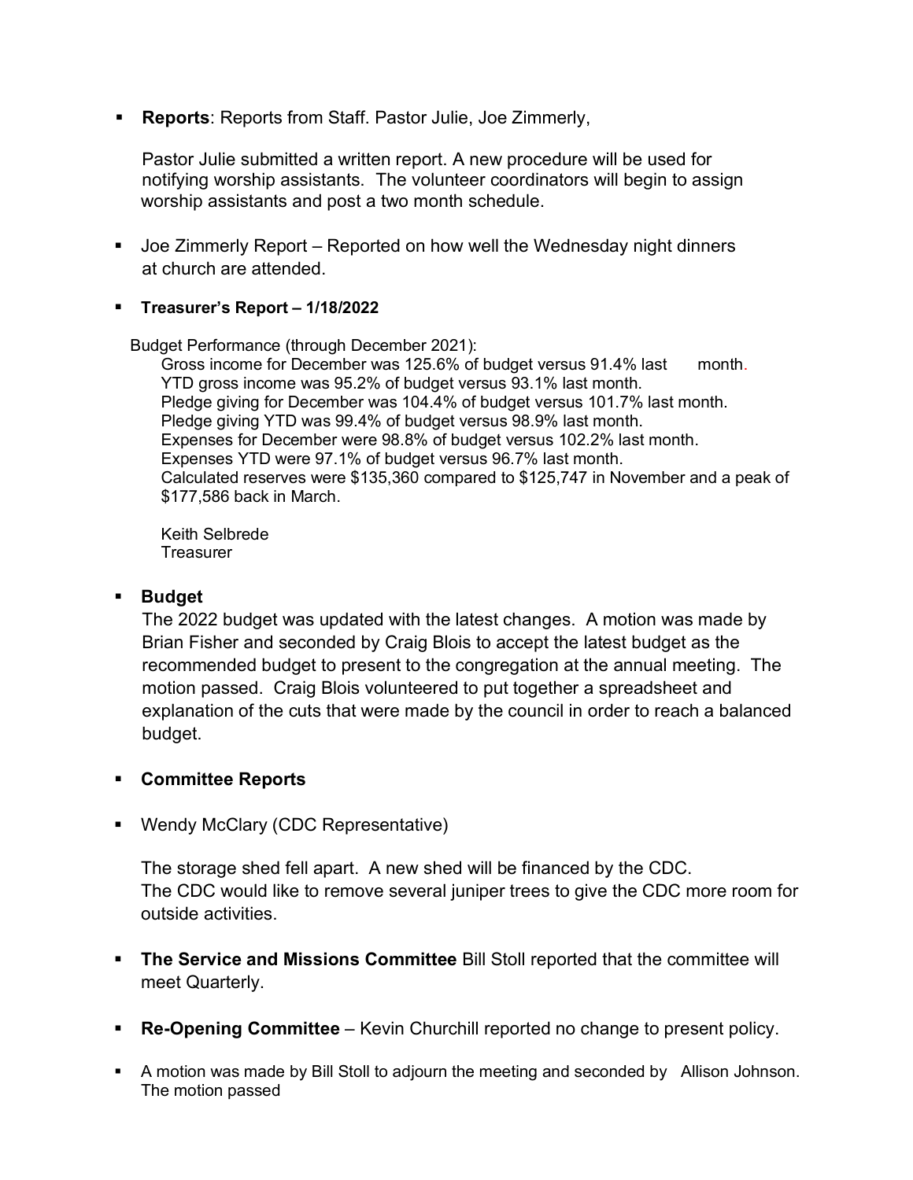- **Reports**: Reports from Staff. Pastor Julie, Joe Zimmerly,

  Pastor Julie submitted a written report. A new procedure will be used for notifying worship assistants. The volunteer coordinators will begin to assign worship assistants and post a two month schedule.

- Joe Zimmerly Report – Reported on how well the Wednesday night dinners at church are attended.

- **Treasurer's Report – 1/18/2022**

  Budget Performance (through December 2021):

  Gross income for December was 125.6% of budget versus 91.4% last month.
  YTD gross income was 95.2% of budget versus 93.1% last month.
  Pledge giving for December was 104.4% of budget versus 101.7% last month.
  Pledge giving YTD was 99.4% of budget versus 98.9% last month.
  Expenses for December were 98.8% of budget versus 102.2% last month.
  Expenses YTD were 97.1% of budget versus 96.7% last month.
  Calculated reserves were $135,360 compared to $125,747 in November and a peak of $177,586 back in March.

  Keith Selbrede
  Treasurer

- **Budget**
  The 2022 budget was updated with the latest changes. A motion was made by Brian Fisher and seconded by Craig Blois to accept the latest budget as the recommended budget to present to the congregation at the annual meeting. The motion passed. Craig Blois volunteered to put together a spreadsheet and explanation of the cuts that were made by the council in order to reach a balanced budget.

- **Committee Reports**

- Wendy McClary (CDC Representative)

  The storage shed fell apart. A new shed will be financed by the CDC.
  The CDC would like to remove several juniper trees to give the CDC more room for outside activities.

- **The Service and Missions Committee** Bill Stoll reported that the committee will meet Quarterly.

- **Re-Opening Committee** – Kevin Churchill reported no change to present policy.

- A motion was made by Bill Stoll to adjourn the meeting and seconded by Allison Johnson. The motion passed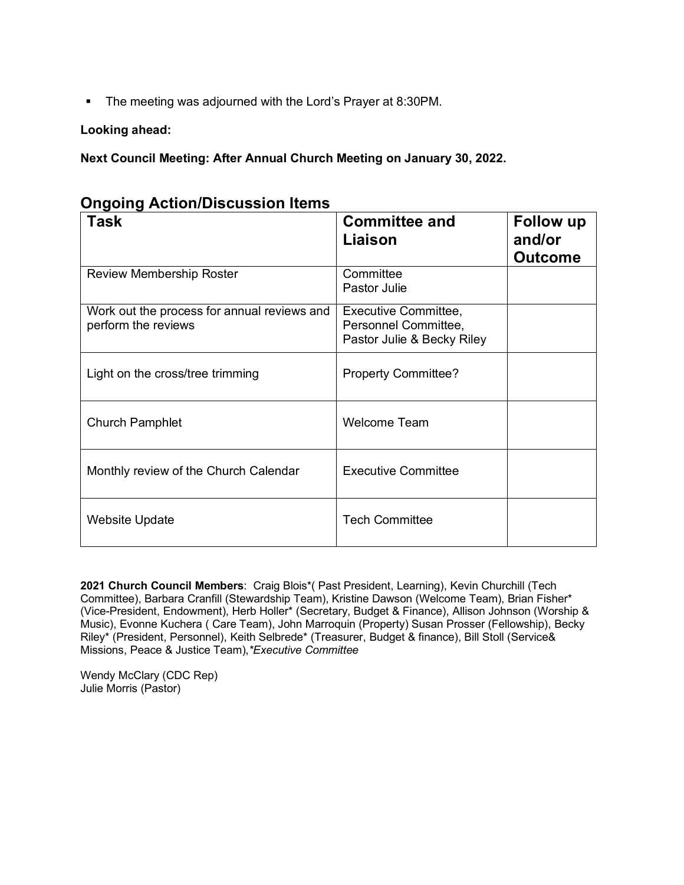- The meeting was adjourned with the Lord's Prayer at 8:30PM.

**Looking ahead:**

**Next Council Meeting: After Annual Church Meeting on January 30, 2022.**

## Ongoing Action/Discussion Items

| Task | Committee and Liaison | Follow up and/or Outcome |
|---|---|---|
| Review Membership Roster | Committee<br>Pastor Julie | |
| Work out the process for annual reviews and perform the reviews | Executive Committee,<br>Personnel Committee,<br>Pastor Julie & Becky Riley | |
| Light on the cross/tree trimming | Property Committee? | |
| Church Pamphlet | Welcome Team | |
| Monthly review of the Church Calendar | Executive Committee | |
| Website Update | Tech Committee | |

**2021 Church Council Members**: Craig Blois*( Past President, Learning), Kevin Churchill (Tech Committee), Barbara Cranfill (Stewardship Team), Kristine Dawson (Welcome Team), Brian Fisher* (Vice-President, Endowment), Herb Holler* (Secretary, Budget & Finance), Allison Johnson (Worship & Music), Evonne Kuchera ( Care Team), John Marroquin (Property) Susan Prosser (Fellowship), Becky Riley* (President, Personnel), Keith Selbrede* (Treasurer, Budget & finance), Bill Stoll (Service& Missions, Peace & Justice Team),*Executive Committee*

Wendy McClary (CDC Rep)
Julie Morris (Pastor)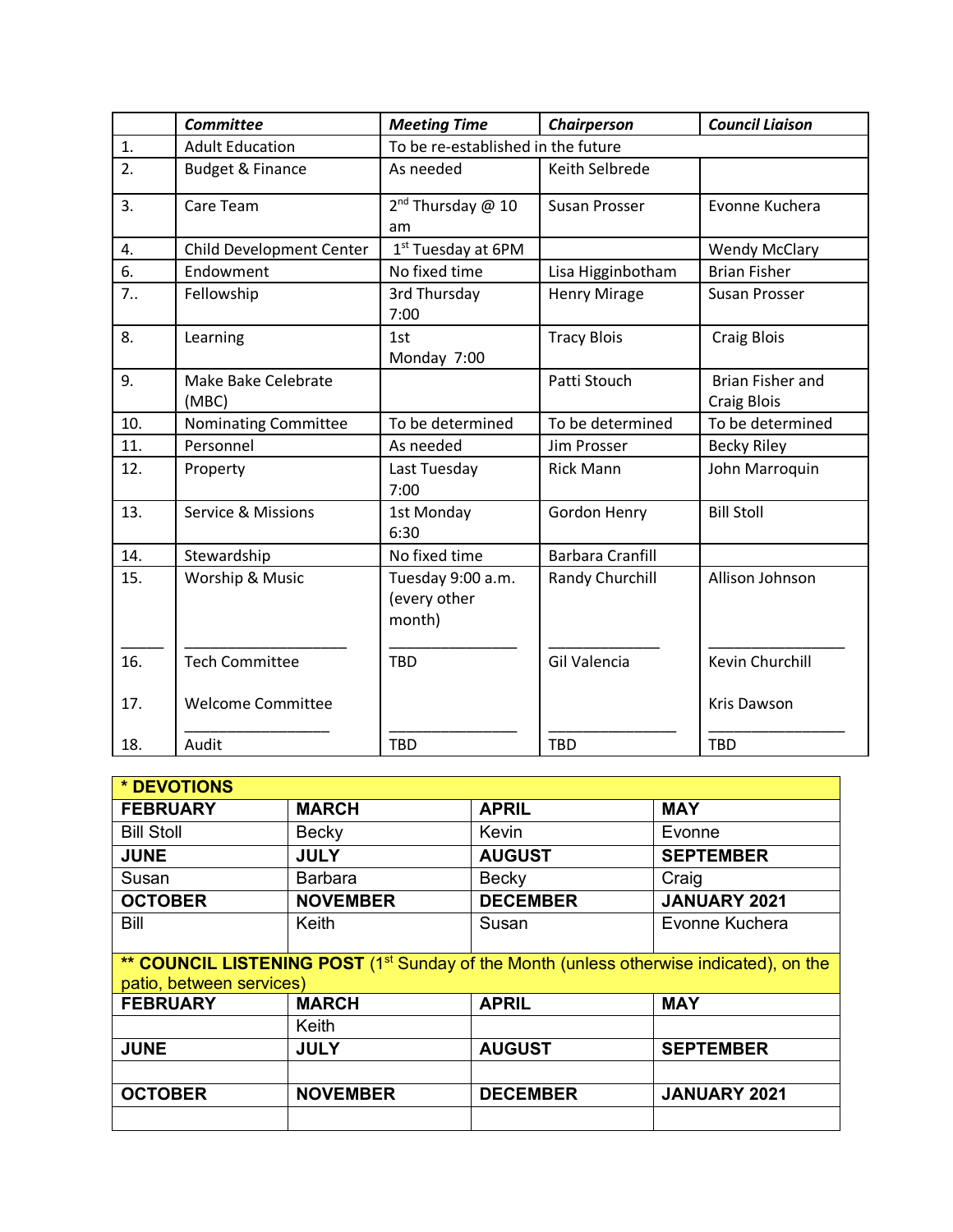| | Committee | Meeting Time | Chairperson | Council Liaison |
|---|---|---|---|---|
| 1. | Adult Education | To be re-established in the future | | |
| 2. | Budget & Finance | As needed | Keith Selbrede | |
| 3. | Care Team | 2nd Thursday @ 10 am | Susan Prosser | Evonne Kuchera |
| 4. | Child Development Center | 1st Tuesday at 6PM | | Wendy McClary |
| 6. | Endowment | No fixed time | Lisa Higginbotham | Brian Fisher |
| 7.. | Fellowship | 3rd Thursday 7:00 | Henry Mirage | Susan Prosser |
| 8. | Learning | 1st Monday 7:00 | Tracy Blois | Craig Blois |
| 9. | Make Bake Celebrate (MBC) | | Patti Stouch | Brian Fisher and Craig Blois |
| 10. | Nominating Committee | To be determined | To be determined | To be determined |
| 11. | Personnel | As needed | Jim Prosser | Becky Riley |
| 12. | Property | Last Tuesday 7:00 | Rick Mann | John Marroquin |
| 13. | Service & Missions | 1st Monday 6:30 | Gordon Henry | Bill Stoll |
| 14. | Stewardship | No fixed time | Barbara Cranfill | |
| 15. | Worship & Music | Tuesday 9:00 a.m. (every other month) | Randy Churchill | Allison Johnson |
| 16. | Tech Committee | TBD | Gil Valencia | Kevin Churchill |
| 17. | Welcome Committee | | | Kris Dawson |
| 18. | Audit | TBD | TBD | TBD |

| **\* DEVOTIONS** | | | |
|---|---|---|---|
| **FEBRUARY** | **MARCH** | **APRIL** | **MAY** |
| Bill Stoll | Becky | Kevin | Evonne |
| **JUNE** | **JULY** | **AUGUST** | **SEPTEMBER** |
| Susan | Barbara | Becky | Craig |
| **OCTOBER** | **NOVEMBER** | **DECEMBER** | **JANUARY 2021** |
| Bill | Keith | Susan | Evonne Kuchera |

| **\*\* COUNCIL LISTENING POST** (1st Sunday of the Month (unless otherwise indicated), on the patio, between services) | | | |
|---|---|---|---|
| **FEBRUARY** | **MARCH** | **APRIL** | **MAY** |
| | Keith | | |
| **JUNE** | **JULY** | **AUGUST** | **SEPTEMBER** |
| | | | |
| **OCTOBER** | **NOVEMBER** | **DECEMBER** | **JANUARY 2021** |
| | | | |